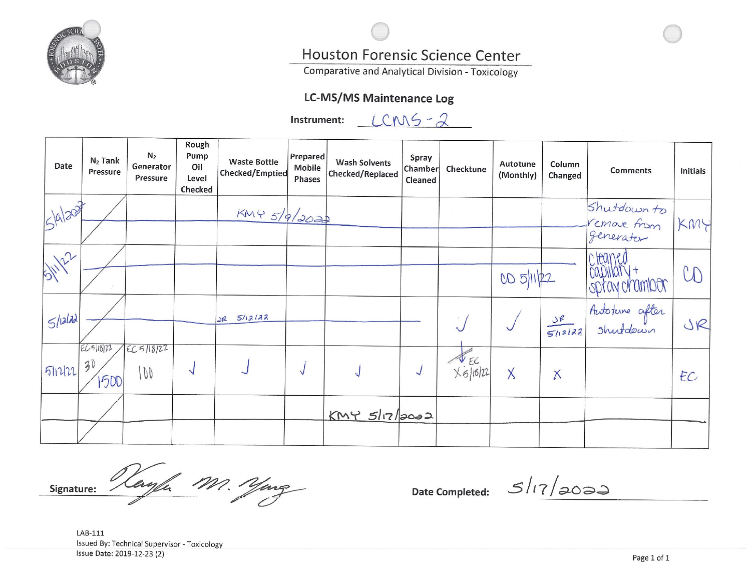# Houston Forensic Science Center

Comparative and Analytical Division - Toxicology

## LC-MS/MS Maintenance Log

**Instrument:** LCMS-2

| Date | $N_2$ Tank Pressure | $N_2$ Generator Pressure | Rough Pump Oil Level Checked | Waste Bottle Checked/Emptied | Prepared Mobile Phases | Wash Solvents Checked/Replaced | Spray Chamber Cleaned | Checktune | Autotune (Monthly) | Column Changed | Comments | Initials |
|---|---|---|---|---|---|---|---|---|---|---|---|---|
| 5/9/2022 | | | | KMY 5/9/2022 | | | | | | | Shutdown to remove from generator | KMY |
| 5/11/22 | | | | | | | | | CD 5/11/22 | | Cleaned capillary + spray chamber | CD |
| 5/12/22 | | | | JR 5/12/22 | | | | ✓ | ✓ | JR 5/12/22 | Autotune after shutdown | JR |
| 5/12/22 | EC 5/18/22 30 / 1500 | EC 5/18/22 100 | ✓ | ✓ | ✓ | ✓ | ✓ | ✓ X EC 5/18/22 | X | X | | EC |
| | | | | | | KMY 5/17/2022 | | | | | | |

**Signature:** Kayla M. Yang

**Date Completed:** 5/17/2022

LAB-111
Issued By: Technical Supervisor - Toxicology
Issue Date: 2019-12-23 (2)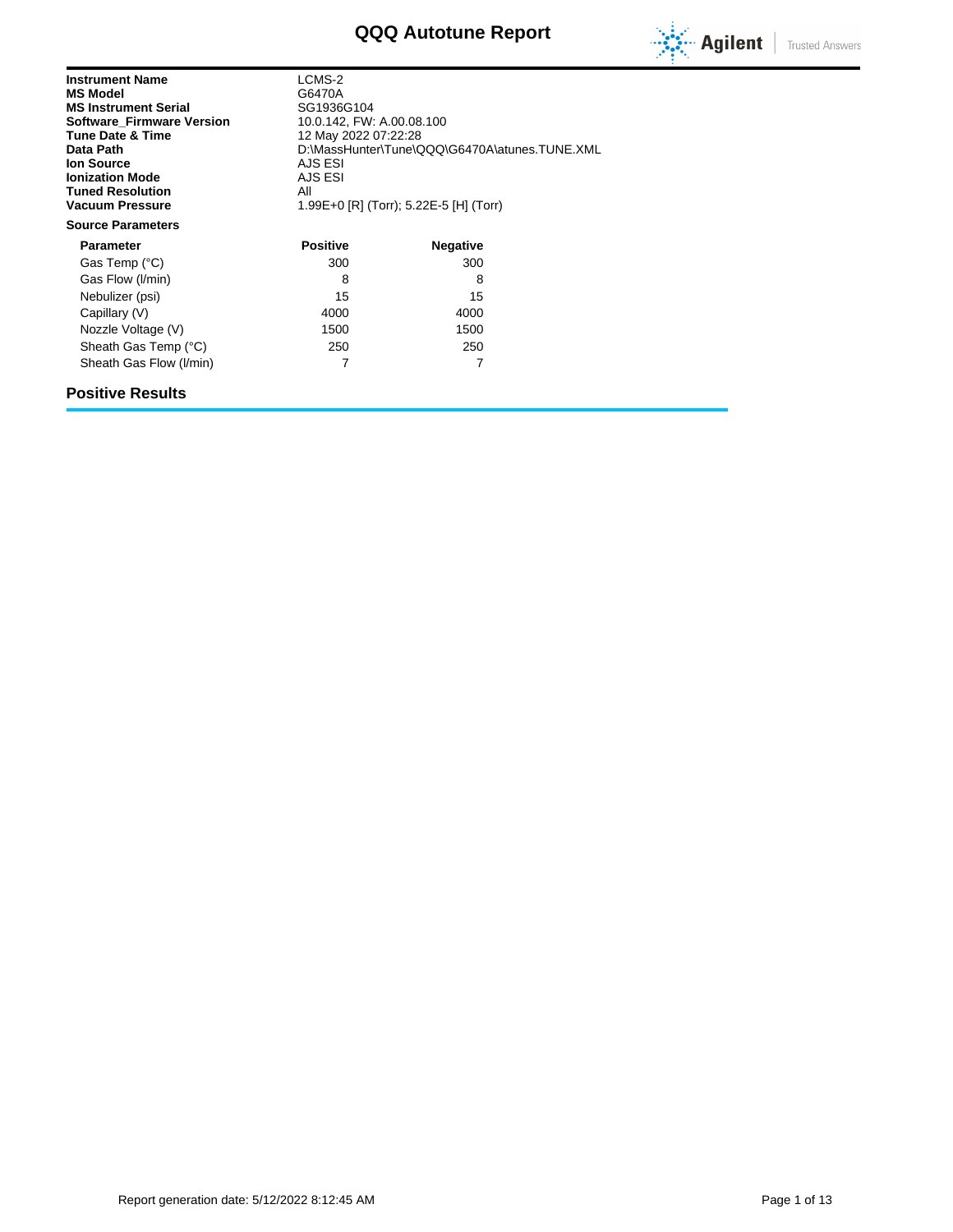# QQQ Autotune Report

| | |
|---|---|
| **Instrument Name** | LCMS-2 |
| **MS Model** | G6470A |
| **MS Instrument Serial** | SG1936G104 |
| **Software_Firmware Version** | 10.0.142, FW: A.00.08.100 |
| **Tune Date & Time** | 12 May 2022 07:22:28 |
| **Data Path** | D:\MassHunter\Tune\QQQ\G6470A\atunes.TUNE.XML |
| **Ion Source** | AJS ESI |
| **Ionization Mode** | AJS ESI |
| **Tuned Resolution** | All |
| **Vacuum Pressure** | 1.99E+0 [R] (Torr); 5.22E-5 [H] (Torr) |

**Source Parameters**

| Parameter | Positive | Negative |
|---|---|---|
| Gas Temp (°C) | 300 | 300 |
| Gas Flow (l/min) | 8 | 8 |
| Nebulizer (psi) | 15 | 15 |
| Capillary (V) | 4000 | 4000 |
| Nozzle Voltage (V) | 1500 | 1500 |
| Sheath Gas Temp (°C) | 250 | 250 |
| Sheath Gas Flow (l/min) | 7 | 7 |

## Positive Results

Report generation date: 5/12/2022 8:12:45 AM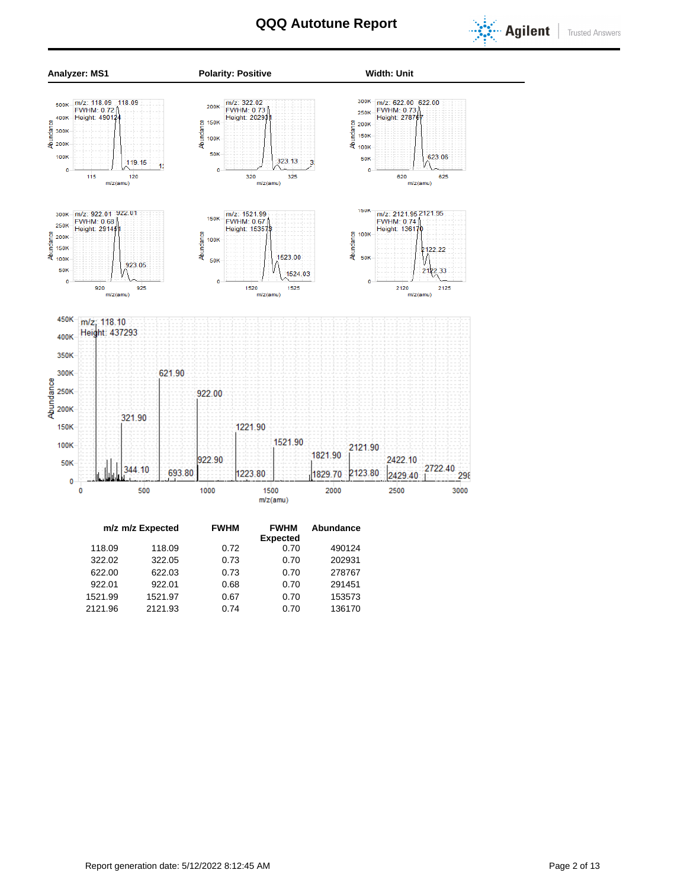# QQQ Autotune Report

**Analyzer: MS1** **Polarity: Positive** **Width: Unit**

| m/z | m/z Expected | FWHM | FWHM Expected | Abundance |
|---|---|---|---|---|
| 118.09 | 118.09 | 0.72 | 0.70 | 490124 |
| 322.02 | 322.05 | 0.73 | 0.70 | 202931 |
| 622.00 | 622.03 | 0.73 | 0.70 | 278767 |
| 922.01 | 922.01 | 0.68 | 0.70 | 291451 |
| 1521.99 | 1521.97 | 0.67 | 0.70 | 153573 |
| 2121.96 | 2121.93 | 0.74 | 0.70 | 136170 |

Report generation date: 5/12/2022 8:12:45 AM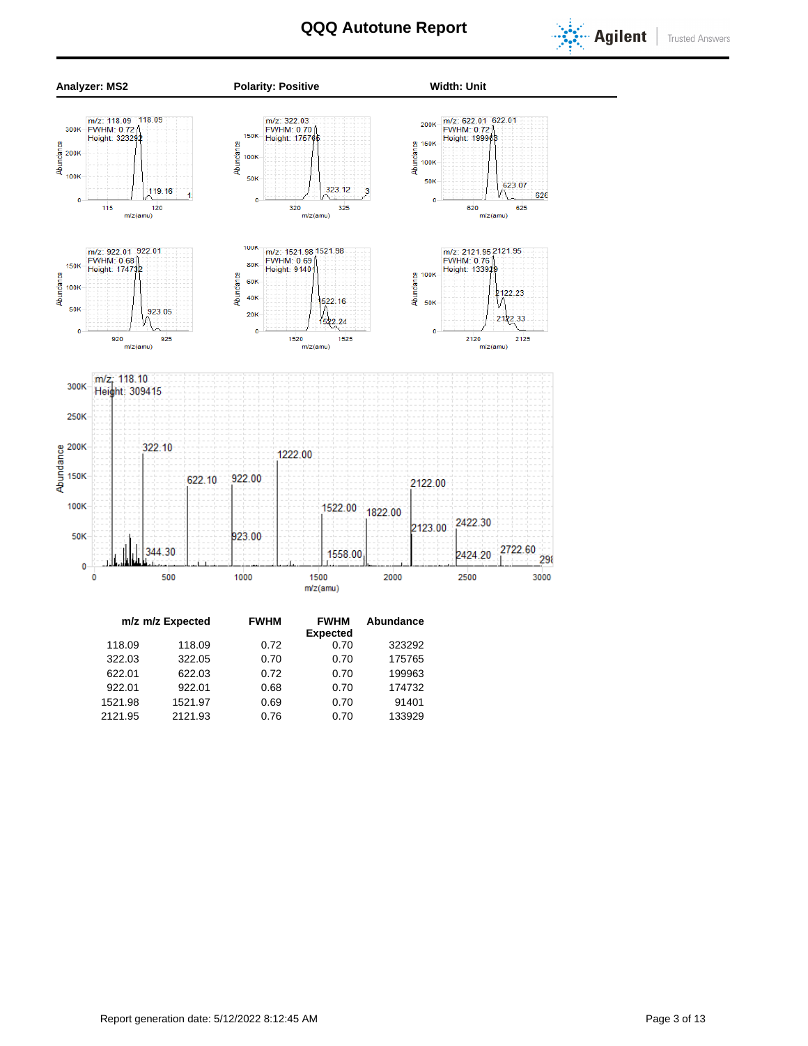# QQQ Autotune Report

**Analyzer: MS2** | **Polarity: Positive** | **Width: Unit**

| m/z | m/z Expected | FWHM | FWHM Expected | Abundance |
|---|---|---|---|---|
| 118.09 | 118.09 | 0.72 | 0.70 | 323292 |
| 322.03 | 322.05 | 0.70 | 0.70 | 175765 |
| 622.01 | 622.03 | 0.72 | 0.70 | 199963 |
| 922.01 | 922.01 | 0.68 | 0.70 | 174732 |
| 1521.98 | 1521.97 | 0.69 | 0.70 | 91401 |
| 2121.95 | 2121.93 | 0.76 | 0.70 | 133929 |

Report generation date: 5/12/2022 8:12:45 AM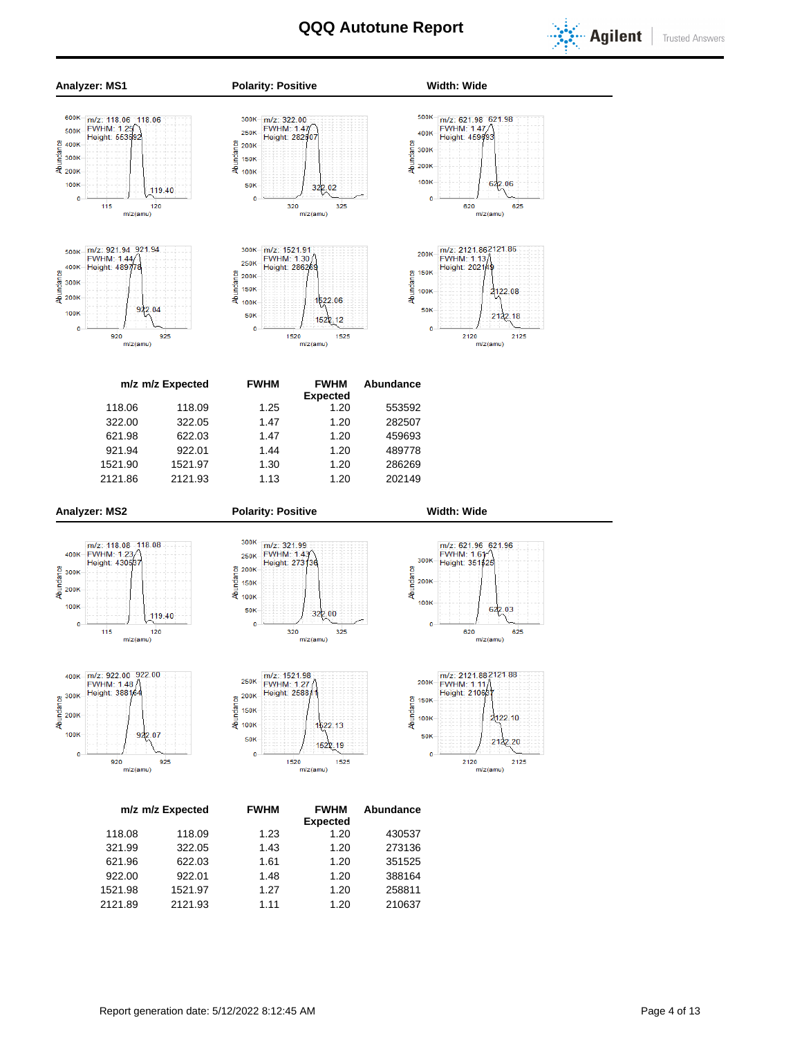# QQQ Autotune Report

**Analyzer: MS1** | **Polarity: Positive** | **Width: Wide**

| m/z | m/z Expected | FWHM | FWHM Expected | Abundance |
|---|---|---|---|---|
| 118.06 | 118.09 | 1.25 | 1.20 | 553592 |
| 322.00 | 322.05 | 1.47 | 1.20 | 282507 |
| 621.98 | 622.03 | 1.47 | 1.20 | 459693 |
| 921.94 | 922.01 | 1.44 | 1.20 | 489778 |
| 1521.90 | 1521.97 | 1.30 | 1.20 | 286269 |
| 2121.86 | 2121.93 | 1.13 | 1.20 | 202149 |

**Analyzer: MS2** | **Polarity: Positive** | **Width: Wide**

| m/z | m/z Expected | FWHM | FWHM Expected | Abundance |
|---|---|---|---|---|
| 118.08 | 118.09 | 1.23 | 1.20 | 430537 |
| 321.99 | 322.05 | 1.43 | 1.20 | 273136 |
| 621.96 | 622.03 | 1.61 | 1.20 | 351525 |
| 922.00 | 922.01 | 1.48 | 1.20 | 388164 |
| 1521.98 | 1521.97 | 1.27 | 1.20 | 258811 |
| 2121.89 | 2121.93 | 1.11 | 1.20 | 210637 |

Report generation date: 5/12/2022 8:12:45 AM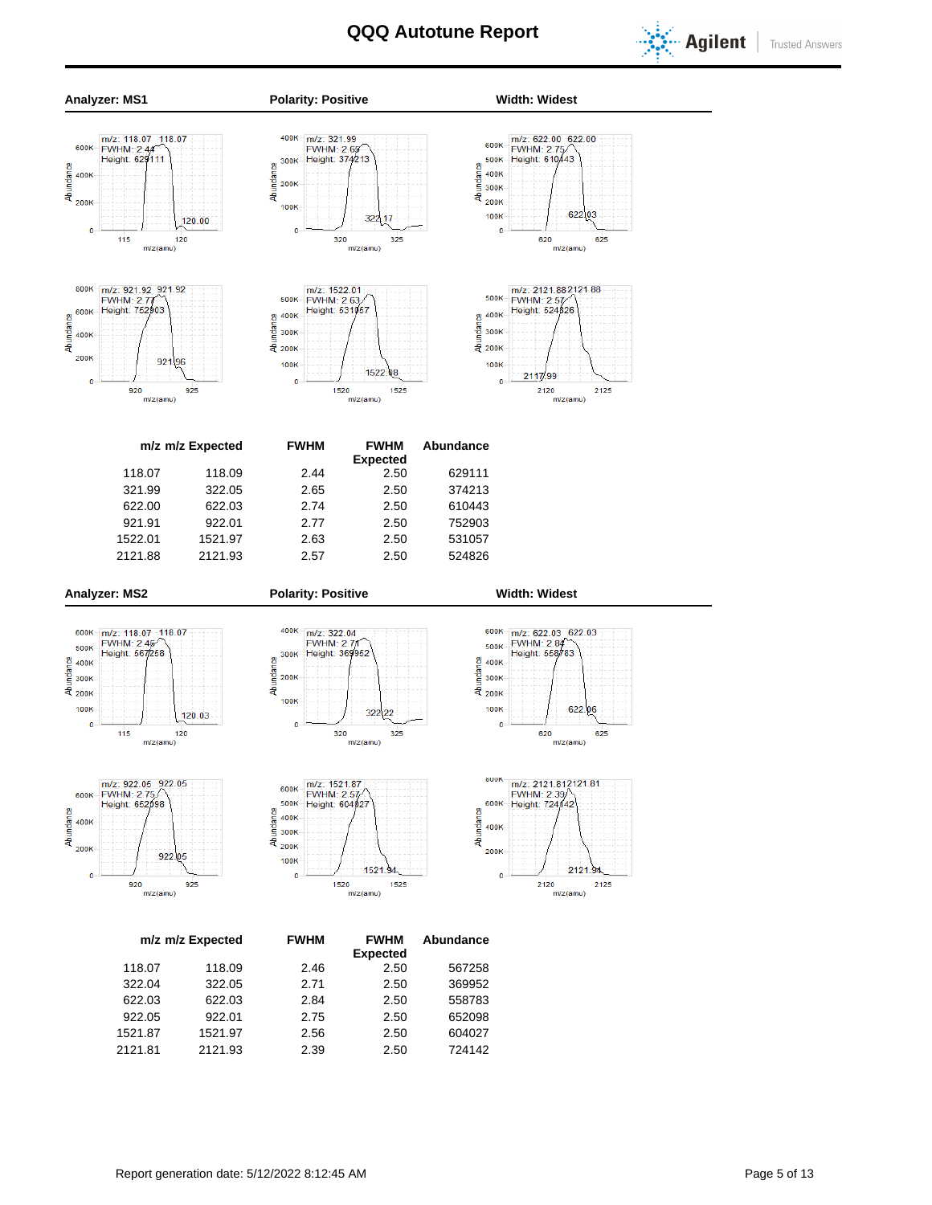# QQQ Autotune Report

**Analyzer: MS1** | **Polarity: Positive** | **Width: Widest**

| m/z | m/z Expected | FWHM | FWHM Expected | Abundance |
|---|---|---|---|---|
| 118.07 | 118.09 | 2.44 | 2.50 | 629111 |
| 321.99 | 322.05 | 2.65 | 2.50 | 374213 |
| 622.00 | 622.03 | 2.74 | 2.50 | 610443 |
| 921.91 | 922.01 | 2.77 | 2.50 | 752903 |
| 1522.01 | 1521.97 | 2.63 | 2.50 | 531057 |
| 2121.88 | 2121.93 | 2.57 | 2.50 | 524826 |

**Analyzer: MS2** | **Polarity: Positive** | **Width: Widest**

| m/z | m/z Expected | FWHM | FWHM Expected | Abundance |
|---|---|---|---|---|
| 118.07 | 118.09 | 2.46 | 2.50 | 567258 |
| 322.04 | 322.05 | 2.71 | 2.50 | 369952 |
| 622.03 | 622.03 | 2.84 | 2.50 | 558783 |
| 922.05 | 922.01 | 2.75 | 2.50 | 652098 |
| 1521.87 | 1521.97 | 2.56 | 2.50 | 604027 |
| 2121.81 | 2121.93 | 2.39 | 2.50 | 724142 |

Report generation date: 5/12/2022 8:12:45 AM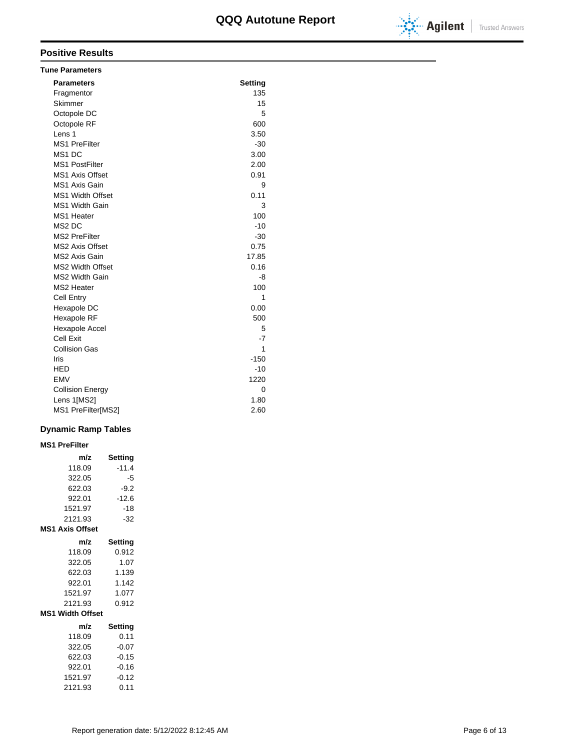# QQQ Autotune Report

## Positive Results

### Tune Parameters

| Parameters | Setting |
|---|---|
| Fragmentor | 135 |
| Skimmer | 15 |
| Octopole DC | 5 |
| Octopole RF | 600 |
| Lens 1 | 3.50 |
| MS1 PreFilter | -30 |
| MS1 DC | 3.00 |
| MS1 PostFilter | 2.00 |
| MS1 Axis Offset | 0.91 |
| MS1 Axis Gain | 9 |
| MS1 Width Offset | 0.11 |
| MS1 Width Gain | 3 |
| MS1 Heater | 100 |
| MS2 DC | -10 |
| MS2 PreFilter | -30 |
| MS2 Axis Offset | 0.75 |
| MS2 Axis Gain | 17.85 |
| MS2 Width Offset | 0.16 |
| MS2 Width Gain | -8 |
| MS2 Heater | 100 |
| Cell Entry | 1 |
| Hexapole DC | 0.00 |
| Hexapole RF | 500 |
| Hexapole Accel | 5 |
| Cell Exit | -7 |
| Collision Gas | 1 |
| Iris | -150 |
| HED | -10 |
| EMV | 1220 |
| Collision Energy | 0 |
| Lens 1[MS2] | 1.80 |
| MS1 PreFilter[MS2] | 2.60 |

## Dynamic Ramp Tables

### MS1 PreFilter

| m/z | Setting |
|---|---|
| 118.09 | -11.4 |
| 322.05 | -5 |
| 622.03 | -9.2 |
| 922.01 | -12.6 |
| 1521.97 | -18 |
| 2121.93 | -32 |

### MS1 Axis Offset

| m/z | Setting |
|---|---|
| 118.09 | 0.912 |
| 322.05 | 1.07 |
| 622.03 | 1.139 |
| 922.01 | 1.142 |
| 1521.97 | 1.077 |
| 2121.93 | 0.912 |

### MS1 Width Offset

| m/z | Setting |
|---|---|
| 118.09 | 0.11 |
| 322.05 | -0.07 |
| 622.03 | -0.15 |
| 922.01 | -0.16 |
| 1521.97 | -0.12 |
| 2121.93 | 0.11 |

Report generation date: 5/12/2022 8:12:45 AM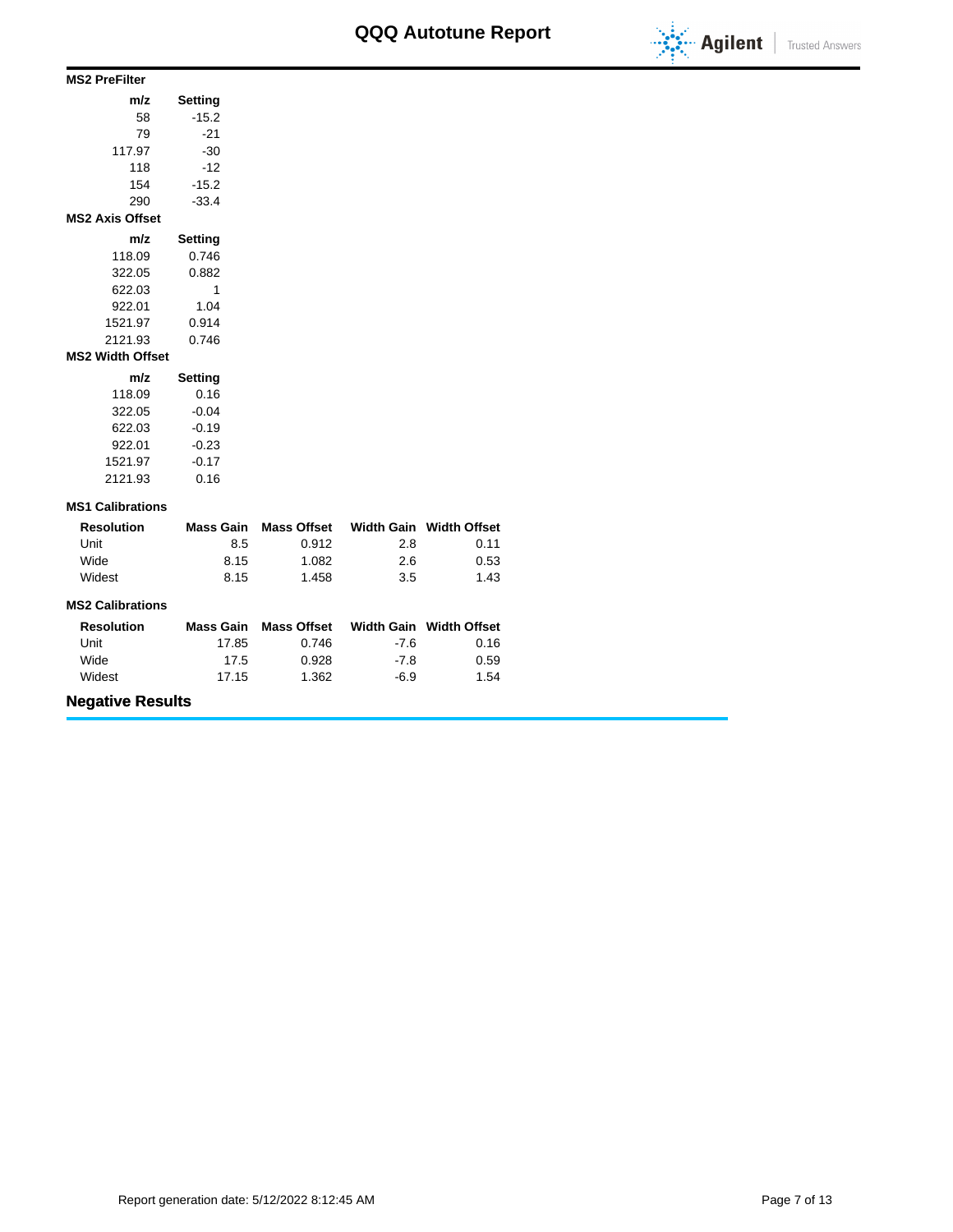### MS2 PreFilter

| m/z | Setting |
|---|---|
| 58 | -15.2 |
| 79 | -21 |
| 117.97 | -30 |
| 118 | -12 |
| 154 | -15.2 |
| 290 | -33.4 |

### MS2 Axis Offset

| m/z | Setting |
|---|---|
| 118.09 | 0.746 |
| 322.05 | 0.882 |
| 622.03 | 1 |
| 922.01 | 1.04 |
| 1521.97 | 0.914 |
| 2121.93 | 0.746 |

### MS2 Width Offset

| m/z | Setting |
|---|---|
| 118.09 | 0.16 |
| 322.05 | -0.04 |
| 622.03 | -0.19 |
| 922.01 | -0.23 |
| 1521.97 | -0.17 |
| 2121.93 | 0.16 |

### MS1 Calibrations

| Resolution | Mass Gain | Mass Offset | Width Gain | Width Offset |
|---|---|---|---|---|
| Unit | 8.5 | 0.912 | 2.8 | 0.11 |
| Wide | 8.15 | 1.082 | 2.6 | 0.53 |
| Widest | 8.15 | 1.458 | 3.5 | 1.43 |

### MS2 Calibrations

| Resolution | Mass Gain | Mass Offset | Width Gain | Width Offset |
|---|---|---|---|---|
| Unit | 17.85 | 0.746 | -7.6 | 0.16 |
| Wide | 17.5 | 0.928 | -7.8 | 0.59 |
| Widest | 17.15 | 1.362 | -6.9 | 1.54 |

## Negative Results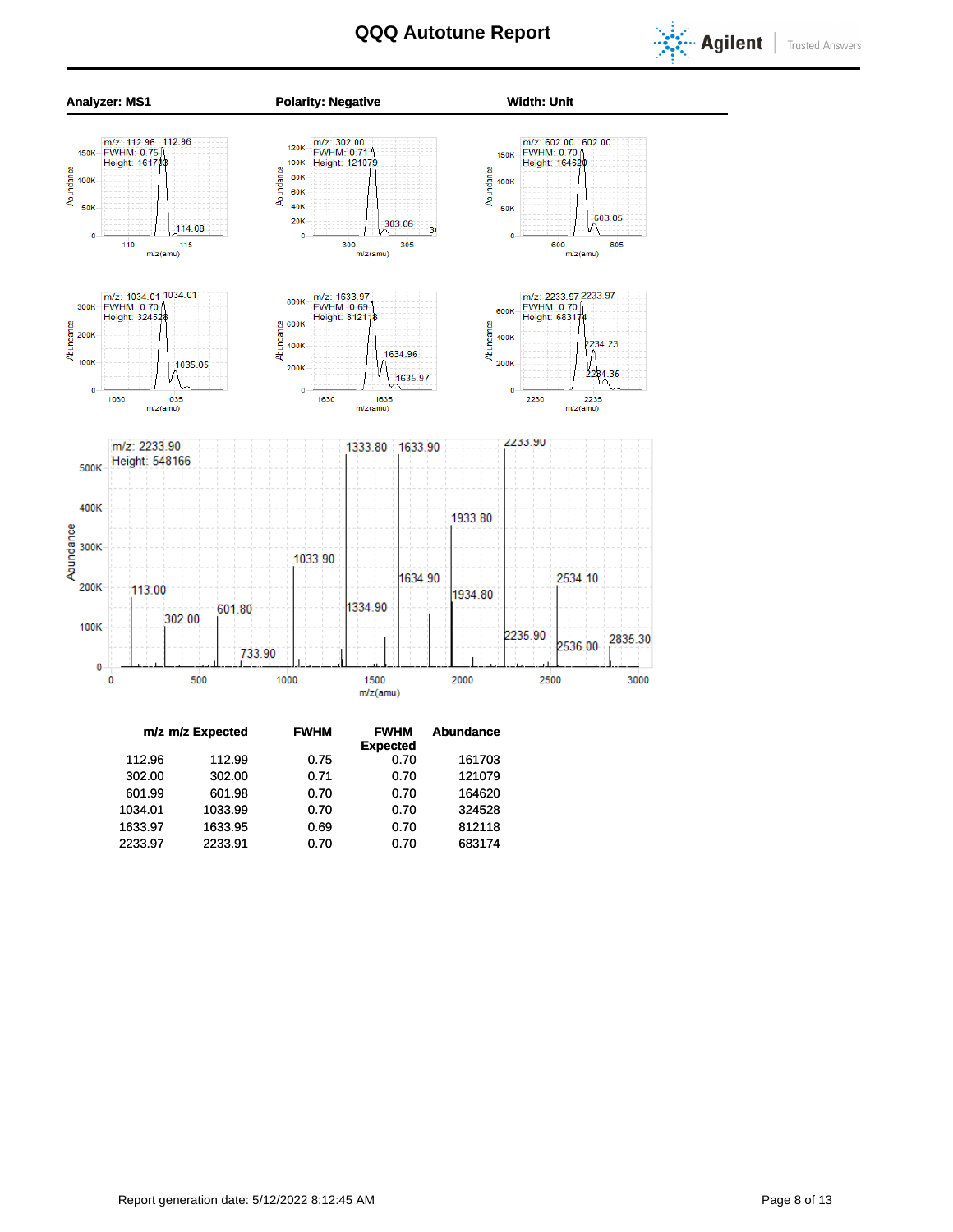# QQQ Autotune Report

**Analyzer: MS1** **Polarity: Negative** **Width: Unit**

| m/z | m/z Expected | FWHM | FWHM Expected | Abundance |
|---|---|---|---|---|
| 112.96 | 112.99 | 0.75 | 0.70 | 161703 |
| 302.00 | 302.00 | 0.71 | 0.70 | 121079 |
| 601.99 | 601.98 | 0.70 | 0.70 | 164620 |
| 1034.01 | 1033.99 | 0.70 | 0.70 | 324528 |
| 1633.97 | 1633.95 | 0.69 | 0.70 | 812118 |
| 2233.97 | 2233.91 | 0.70 | 0.70 | 683174 |

Report generation date: 5/12/2022 8:12:45 AM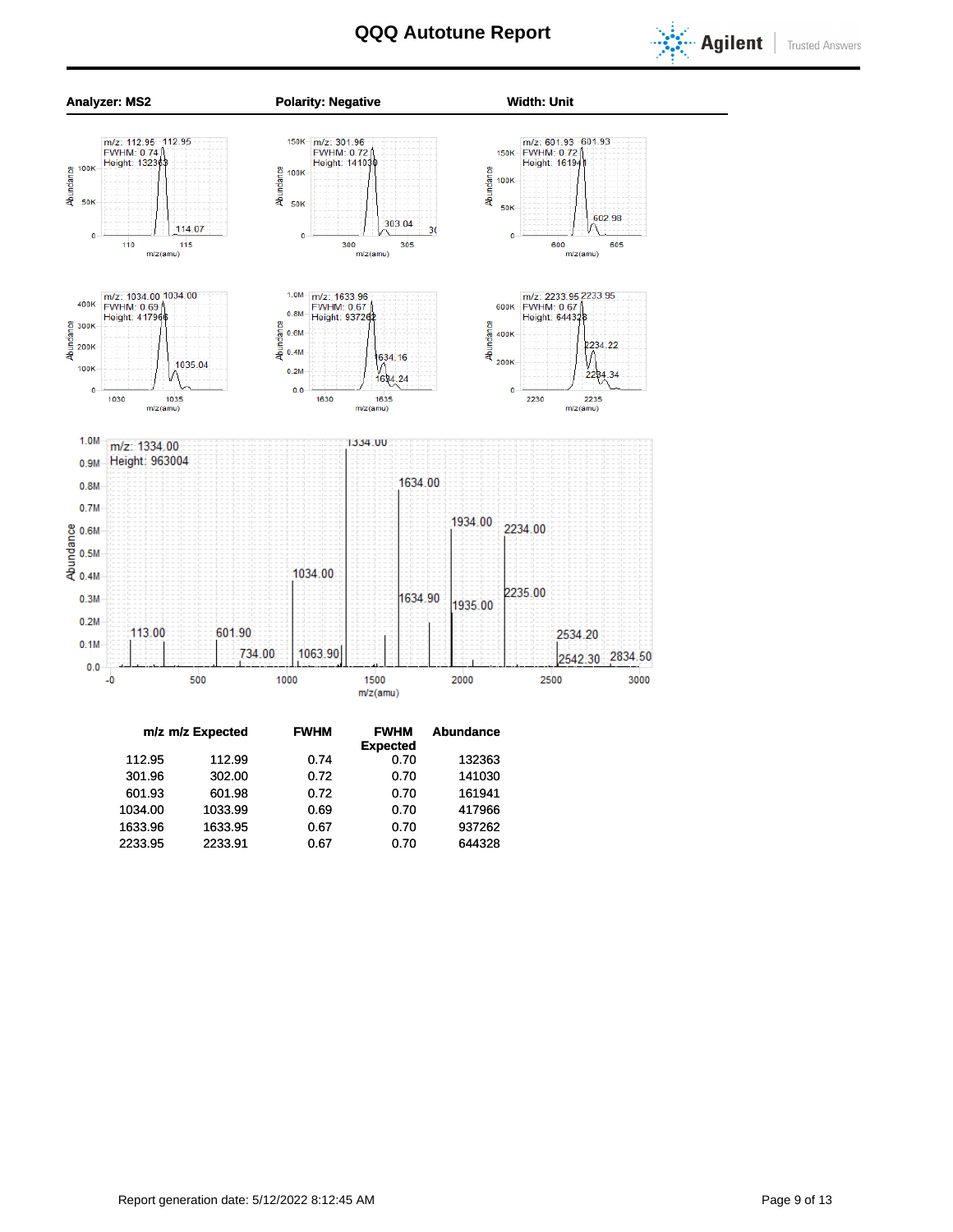# QQQ Autotune Report

**Analyzer: MS2** **Polarity: Negative** **Width: Unit**

| m/z | m/z Expected | FWHM | FWHM Expected | Abundance |
|---|---|---|---|---|
| 112.95 | 112.99 | 0.74 | 0.70 | 132363 |
| 301.96 | 302.00 | 0.72 | 0.70 | 141030 |
| 601.93 | 601.98 | 0.72 | 0.70 | 161941 |
| 1034.00 | 1033.99 | 0.69 | 0.70 | 417966 |
| 1633.96 | 1633.95 | 0.67 | 0.70 | 937262 |
| 2233.95 | 2233.91 | 0.67 | 0.70 | 644328 |

Report generation date: 5/12/2022 8:12:45 AM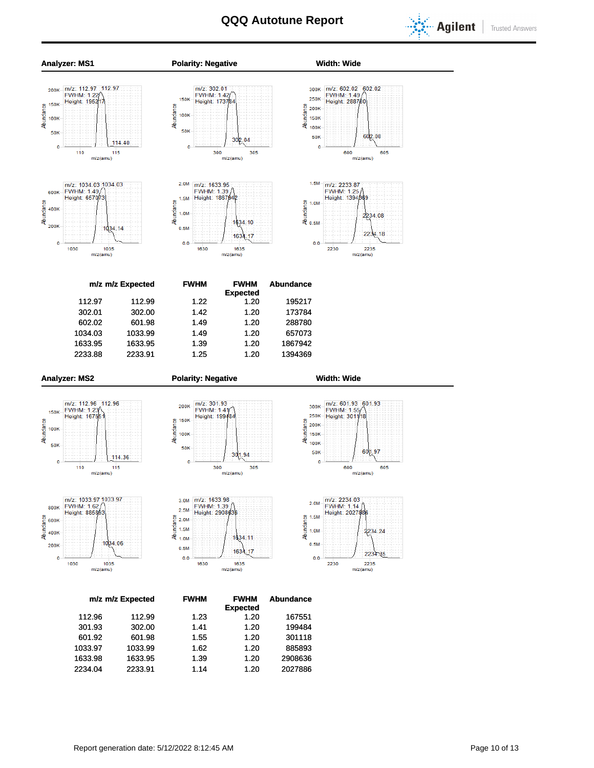# QQQ Autotune Report

**Analyzer: MS1** **Polarity: Negative** **Width: Wide**

| m/z | m/z Expected | FWHM | FWHM Expected | Abundance |
|---|---|---|---|---|
| 112.97 | 112.99 | 1.22 | 1.20 | 195217 |
| 302.01 | 302.00 | 1.42 | 1.20 | 173784 |
| 602.02 | 601.98 | 1.49 | 1.20 | 288780 |
| 1034.03 | 1033.99 | 1.49 | 1.20 | 657073 |
| 1633.95 | 1633.95 | 1.39 | 1.20 | 1867942 |
| 2233.88 | 2233.91 | 1.25 | 1.20 | 1394369 |

**Analyzer: MS2** **Polarity: Negative** **Width: Wide**

| m/z | m/z Expected | FWHM | FWHM Expected | Abundance |
|---|---|---|---|---|
| 112.96 | 112.99 | 1.23 | 1.20 | 167551 |
| 301.93 | 302.00 | 1.41 | 1.20 | 199484 |
| 601.92 | 601.98 | 1.55 | 1.20 | 301118 |
| 1033.97 | 1033.99 | 1.62 | 1.20 | 885893 |
| 1633.98 | 1633.95 | 1.39 | 1.20 | 2908636 |
| 2234.04 | 2233.91 | 1.14 | 1.20 | 2027886 |

Report generation date: 5/12/2022 8:12:45 AM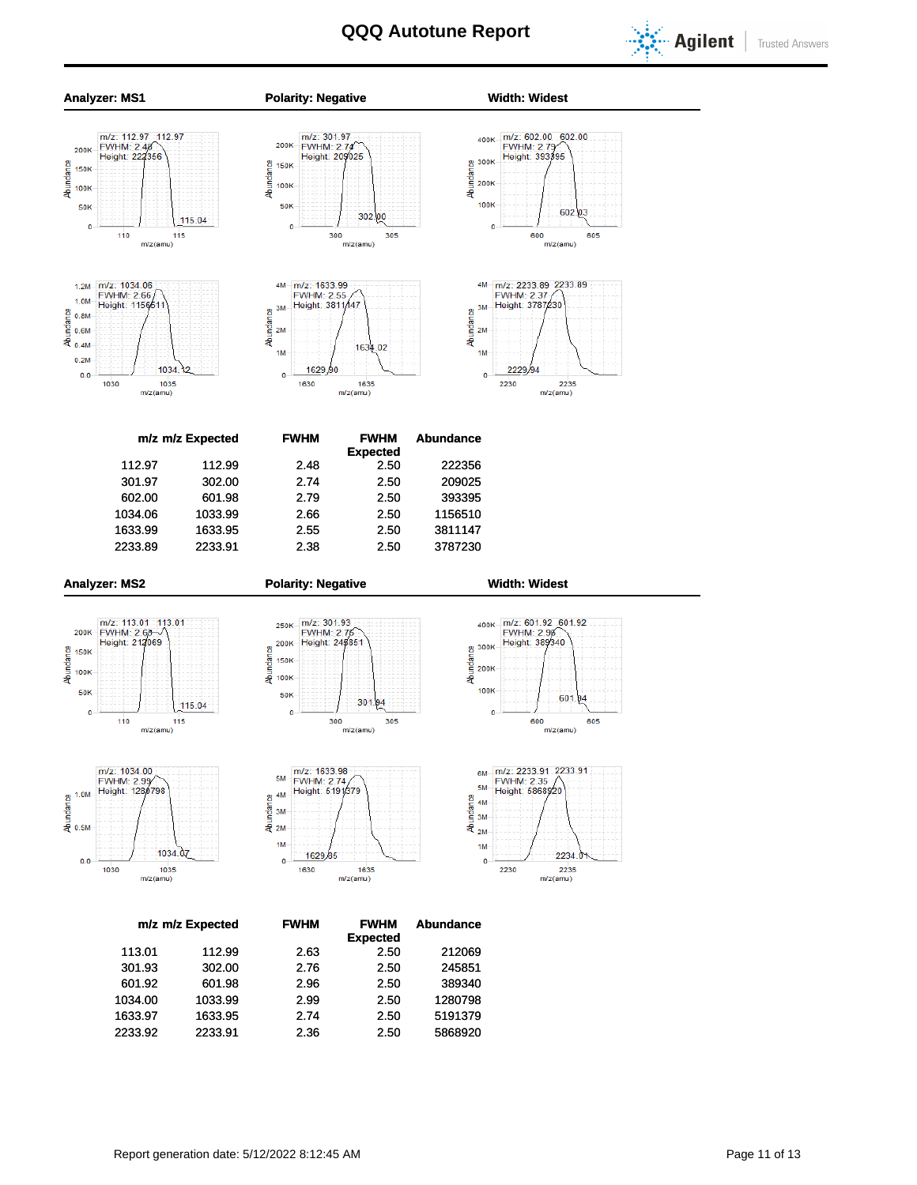# QQQ Autotune Report

**Analyzer: MS1** **Polarity: Negative** **Width: Widest**

| m/z | m/z Expected | FWHM | FWHM Expected | Abundance |
|---|---|---|---|---|
| 112.97 | 112.99 | 2.48 | 2.50 | 222356 |
| 301.97 | 302.00 | 2.74 | 2.50 | 209025 |
| 602.00 | 601.98 | 2.79 | 2.50 | 393395 |
| 1034.06 | 1033.99 | 2.66 | 2.50 | 1156510 |
| 1633.99 | 1633.95 | 2.55 | 2.50 | 3811147 |
| 2233.89 | 2233.91 | 2.38 | 2.50 | 3787230 |

**Analyzer: MS2** **Polarity: Negative** **Width: Widest**

| m/z | m/z Expected | FWHM | FWHM Expected | Abundance |
|---|---|---|---|---|
| 113.01 | 112.99 | 2.63 | 2.50 | 212069 |
| 301.93 | 302.00 | 2.76 | 2.50 | 245851 |
| 601.92 | 601.98 | 2.96 | 2.50 | 389340 |
| 1034.00 | 1033.99 | 2.99 | 2.50 | 1280798 |
| 1633.97 | 1633.95 | 2.74 | 2.50 | 5191379 |
| 2233.92 | 2233.91 | 2.36 | 2.50 | 5868920 |

Report generation date: 5/12/2022 8:12:45 AM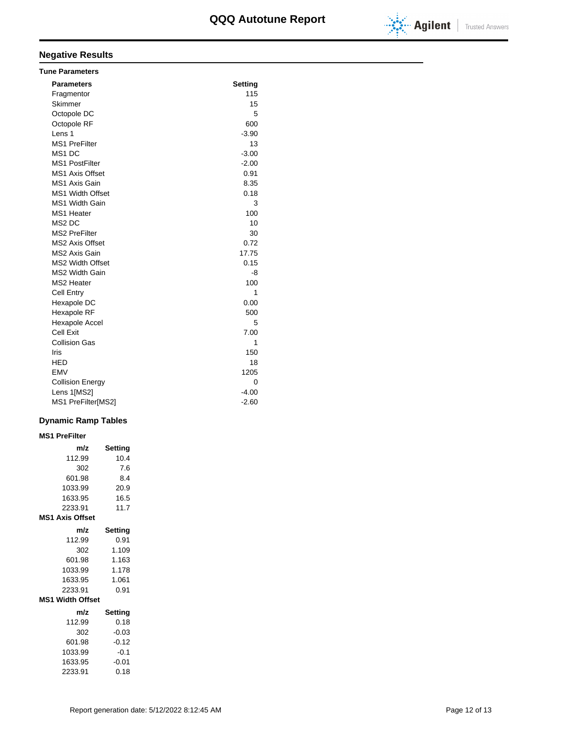## Negative Results

### Tune Parameters

| Parameters | Setting |
|---|---|
| Fragmentor | 115 |
| Skimmer | 15 |
| Octopole DC | 5 |
| Octopole RF | 600 |
| Lens 1 | -3.90 |
| MS1 PreFilter | 13 |
| MS1 DC | -3.00 |
| MS1 PostFilter | -2.00 |
| MS1 Axis Offset | 0.91 |
| MS1 Axis Gain | 8.35 |
| MS1 Width Offset | 0.18 |
| MS1 Width Gain | 3 |
| MS1 Heater | 100 |
| MS2 DC | 10 |
| MS2 PreFilter | 30 |
| MS2 Axis Offset | 0.72 |
| MS2 Axis Gain | 17.75 |
| MS2 Width Offset | 0.15 |
| MS2 Width Gain | -8 |
| MS2 Heater | 100 |
| Cell Entry | 1 |
| Hexapole DC | 0.00 |
| Hexapole RF | 500 |
| Hexapole Accel | 5 |
| Cell Exit | 7.00 |
| Collision Gas | 1 |
| Iris | 150 |
| HED | 18 |
| EMV | 1205 |
| Collision Energy | 0 |
| Lens 1[MS2] | -4.00 |
| MS1 PreFilter[MS2] | -2.60 |

### Dynamic Ramp Tables

**MS1 PreFilter**

| m/z | Setting |
|---|---|
| 112.99 | 10.4 |
| 302 | 7.6 |
| 601.98 | 8.4 |
| 1033.99 | 20.9 |
| 1633.95 | 16.5 |
| 2233.91 | 11.7 |

**MS1 Axis Offset**

| m/z | Setting |
|---|---|
| 112.99 | 0.91 |
| 302 | 1.109 |
| 601.98 | 1.163 |
| 1033.99 | 1.178 |
| 1633.95 | 1.061 |
| 2233.91 | 0.91 |

**MS1 Width Offset**

| m/z | Setting |
|---|---|
| 112.99 | 0.18 |
| 302 | -0.03 |
| 601.98 | -0.12 |
| 1033.99 | -0.1 |
| 1633.95 | -0.01 |
| 2233.91 | 0.18 |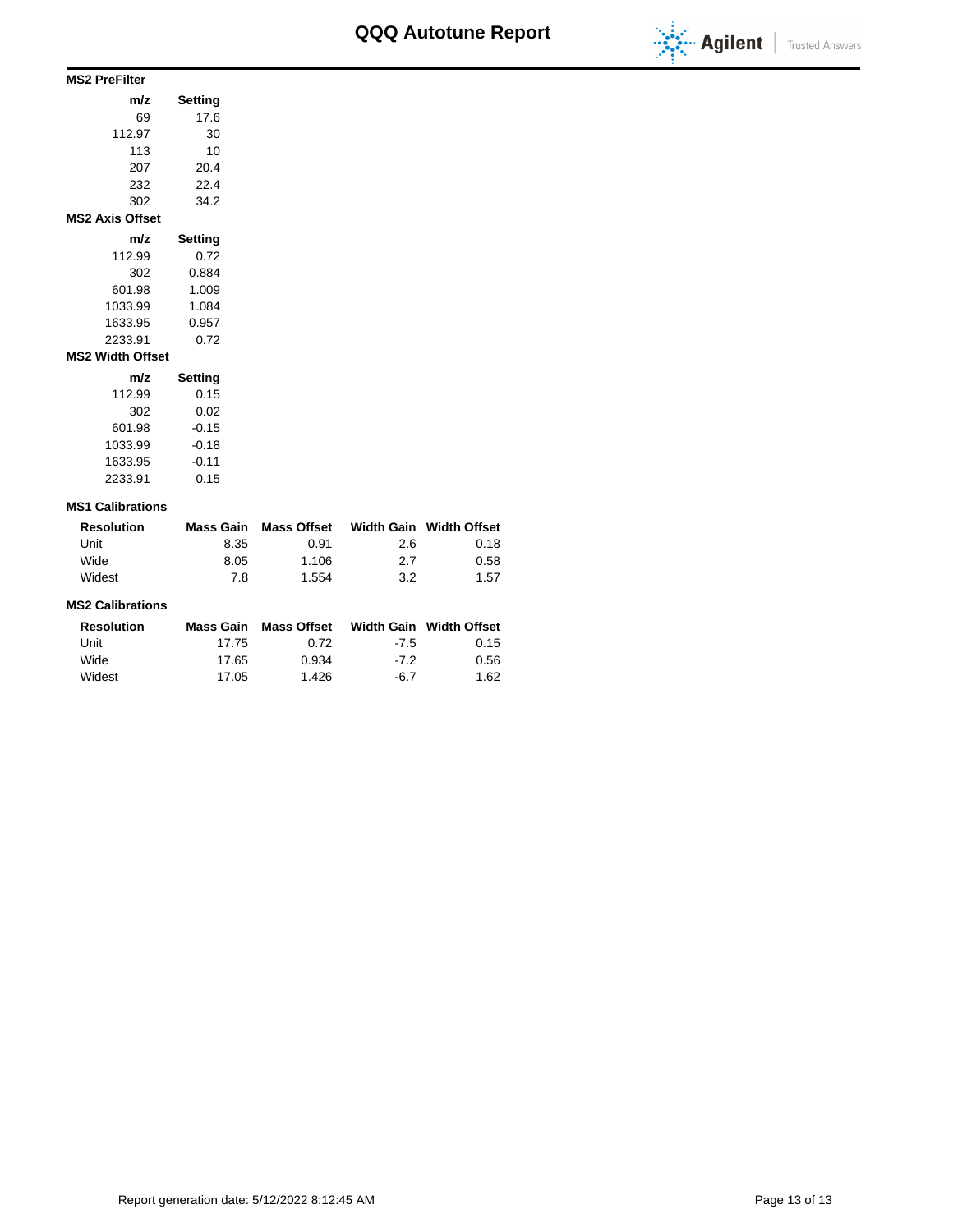## MS2 PreFilter

| m/z | Setting |
|---|---|
| 69 | 17.6 |
| 112.97 | 30 |
| 113 | 10 |
| 207 | 20.4 |
| 232 | 22.4 |
| 302 | 34.2 |

## MS2 Axis Offset

| m/z | Setting |
|---|---|
| 112.99 | 0.72 |
| 302 | 0.884 |
| 601.98 | 1.009 |
| 1033.99 | 1.084 |
| 1633.95 | 0.957 |
| 2233.91 | 0.72 |

## MS2 Width Offset

| m/z | Setting |
|---|---|
| 112.99 | 0.15 |
| 302 | 0.02 |
| 601.98 | -0.15 |
| 1033.99 | -0.18 |
| 1633.95 | -0.11 |
| 2233.91 | 0.15 |

## MS1 Calibrations

| Resolution | Mass Gain | Mass Offset | Width Gain | Width Offset |
|---|---|---|---|---|
| Unit | 8.35 | 0.91 | 2.6 | 0.18 |
| Wide | 8.05 | 1.106 | 2.7 | 0.58 |
| Widest | 7.8 | 1.554 | 3.2 | 1.57 |

## MS2 Calibrations

| Resolution | Mass Gain | Mass Offset | Width Gain | Width Offset |
|---|---|---|---|---|
| Unit | 17.75 | 0.72 | -7.5 | 0.15 |
| Wide | 17.65 | 0.934 | -7.2 | 0.56 |
| Widest | 17.05 | 1.426 | -6.7 | 1.62 |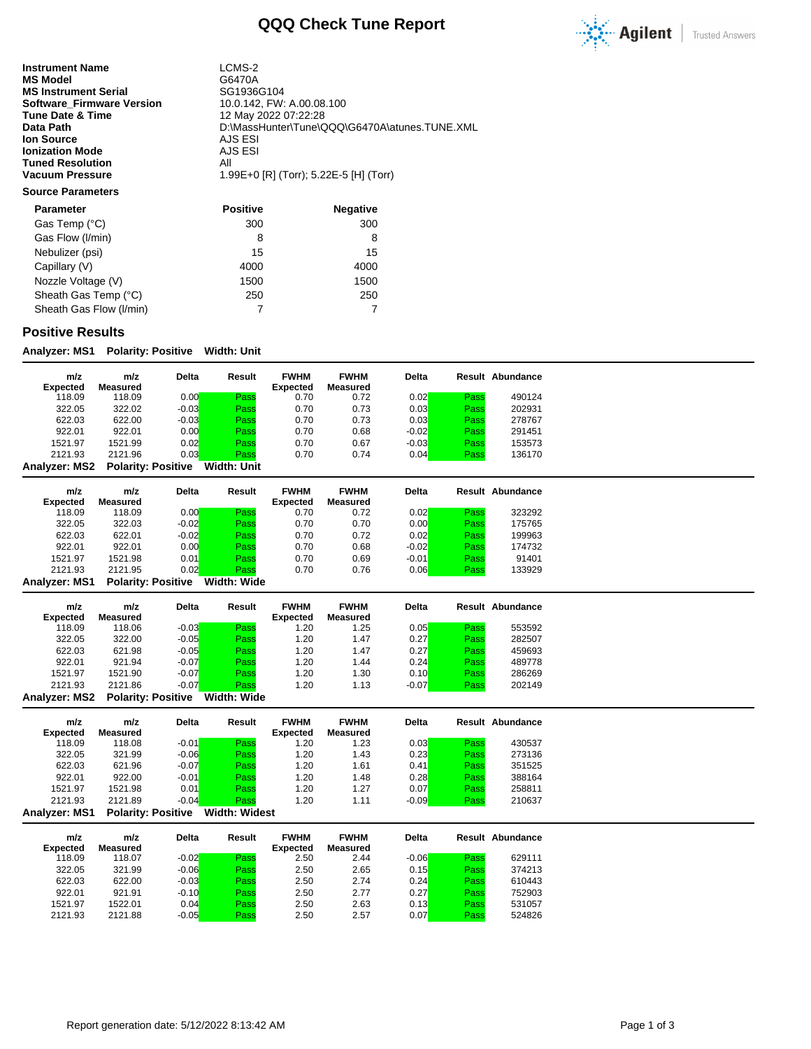# QQQ Check Tune Report

| | |
|---|---|
| **Instrument Name** | LCMS-2 |
| **MS Model** | G6470A |
| **MS Instrument Serial** | SG1936G104 |
| **Software_Firmware Version** | 10.0.142, FW: A.00.08.100 |
| **Tune Date & Time** | 12 May 2022 07:22:28 |
| **Data Path** | D:\MassHunter\Tune\QQQ\G6470A\atunes.TUNE.XML |
| **Ion Source** | AJS ESI |
| **Ionization Mode** | AJS ESI |
| **Tuned Resolution** | All |
| **Vacuum Pressure** | 1.99E+0 [R] (Torr); 5.22E-5 [H] (Torr) |

**Source Parameters**

| Parameter | Positive | Negative |
|---|---|---|
| Gas Temp (°C) | 300 | 300 |
| Gas Flow (l/min) | 8 | 8 |
| Nebulizer (psi) | 15 | 15 |
| Capillary (V) | 4000 | 4000 |
| Nozzle Voltage (V) | 1500 | 1500 |
| Sheath Gas Temp (°C) | 250 | 250 |
| Sheath Gas Flow (l/min) | 7 | 7 |

## Positive Results

**Analyzer: MS1 Polarity: Positive Width: Unit**

| m/z Expected | m/z Measured | Delta | Result | FWHM Expected | FWHM Measured | Delta | Result | Abundance |
|---|---|---|---|---|---|---|---|---|
| 118.09 | 118.09 | 0.00 | Pass | 0.70 | 0.72 | 0.02 | Pass | 490124 |
| 322.05 | 322.02 | -0.03 | Pass | 0.70 | 0.73 | 0.03 | Pass | 202931 |
| 622.03 | 622.00 | -0.03 | Pass | 0.70 | 0.73 | 0.03 | Pass | 278767 |
| 922.01 | 922.01 | 0.00 | Pass | 0.70 | 0.68 | -0.02 | Pass | 291451 |
| 1521.97 | 1521.99 | 0.02 | Pass | 0.70 | 0.67 | -0.03 | Pass | 153573 |
| 2121.93 | 2121.96 | 0.03 | Pass | 0.70 | 0.74 | 0.04 | Pass | 136170 |

**Analyzer: MS2 Polarity: Positive Width: Unit**

| m/z Expected | m/z Measured | Delta | Result | FWHM Expected | FWHM Measured | Delta | Result | Abundance |
|---|---|---|---|---|---|---|---|---|
| 118.09 | 118.09 | 0.00 | Pass | 0.70 | 0.72 | 0.02 | Pass | 323292 |
| 322.05 | 322.03 | -0.02 | Pass | 0.70 | 0.70 | 0.00 | Pass | 175765 |
| 622.03 | 622.01 | -0.02 | Pass | 0.70 | 0.72 | 0.02 | Pass | 199963 |
| 922.01 | 922.01 | 0.00 | Pass | 0.70 | 0.68 | -0.02 | Pass | 174732 |
| 1521.97 | 1521.98 | 0.01 | Pass | 0.70 | 0.69 | -0.01 | Pass | 91401 |
| 2121.93 | 2121.95 | 0.02 | Pass | 0.70 | 0.76 | 0.06 | Pass | 133929 |

**Analyzer: MS1 Polarity: Positive Width: Wide**

| m/z Expected | m/z Measured | Delta | Result | FWHM Expected | FWHM Measured | Delta | Result | Abundance |
|---|---|---|---|---|---|---|---|---|
| 118.09 | 118.06 | -0.03 | Pass | 1.20 | 1.25 | 0.05 | Pass | 553592 |
| 322.05 | 322.00 | -0.05 | Pass | 1.20 | 1.47 | 0.27 | Pass | 282507 |
| 622.03 | 621.98 | -0.05 | Pass | 1.20 | 1.47 | 0.27 | Pass | 459693 |
| 922.01 | 921.94 | -0.07 | Pass | 1.20 | 1.44 | 0.24 | Pass | 489778 |
| 1521.97 | 1521.90 | -0.07 | Pass | 1.20 | 1.30 | 0.10 | Pass | 286269 |
| 2121.93 | 2121.86 | -0.07 | Pass | 1.20 | 1.13 | -0.07 | Pass | 202149 |

**Analyzer: MS2 Polarity: Positive Width: Wide**

| m/z Expected | m/z Measured | Delta | Result | FWHM Expected | FWHM Measured | Delta | Result | Abundance |
|---|---|---|---|---|---|---|---|---|
| 118.09 | 118.08 | -0.01 | Pass | 1.20 | 1.23 | 0.03 | Pass | 430537 |
| 322.05 | 321.99 | -0.06 | Pass | 1.20 | 1.43 | 0.23 | Pass | 273136 |
| 622.03 | 621.96 | -0.07 | Pass | 1.20 | 1.61 | 0.41 | Pass | 351525 |
| 922.01 | 922.00 | -0.01 | Pass | 1.20 | 1.48 | 0.28 | Pass | 388164 |
| 1521.97 | 1521.98 | 0.01 | Pass | 1.20 | 1.27 | 0.07 | Pass | 258811 |
| 2121.93 | 2121.89 | -0.04 | Pass | 1.20 | 1.11 | -0.09 | Pass | 210637 |

**Analyzer: MS1 Polarity: Positive Width: Widest**

| m/z Expected | m/z Measured | Delta | Result | FWHM Expected | FWHM Measured | Delta | Result | Abundance |
|---|---|---|---|---|---|---|---|---|
| 118.09 | 118.07 | -0.02 | Pass | 2.50 | 2.44 | -0.06 | Pass | 629111 |
| 322.05 | 321.99 | -0.06 | Pass | 2.50 | 2.65 | 0.15 | Pass | 374213 |
| 622.03 | 622.00 | -0.03 | Pass | 2.50 | 2.74 | 0.24 | Pass | 610443 |
| 922.01 | 921.91 | -0.10 | Pass | 2.50 | 2.77 | 0.27 | Pass | 752903 |
| 1521.97 | 1522.01 | 0.04 | Pass | 2.50 | 2.63 | 0.13 | Pass | 531057 |
| 2121.93 | 2121.88 | -0.05 | Pass | 2.50 | 2.57 | 0.07 | Pass | 524826 |

Report generation date: 5/12/2022 8:13:42 AM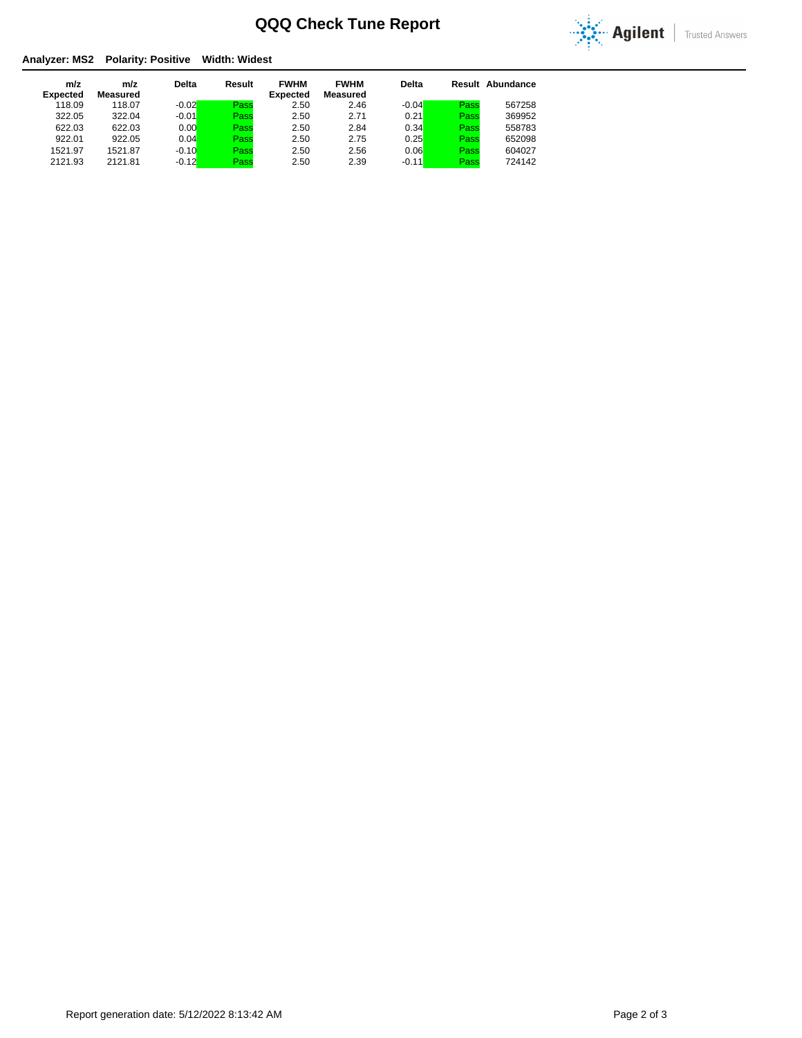# QQQ Check Tune Report

**Analyzer: MS2  Polarity: Positive  Width: Widest**

| m/z Expected | m/z Measured | Delta | Result | FWHM Expected | FWHM Measured | Delta | Result | Abundance |
|---|---|---|---|---|---|---|---|---|
| 118.09 | 118.07 | -0.02 | Pass | 2.50 | 2.46 | -0.04 | Pass | 567258 |
| 322.05 | 322.04 | -0.01 | Pass | 2.50 | 2.71 | 0.21 | Pass | 369952 |
| 622.03 | 622.03 | 0.00 | Pass | 2.50 | 2.84 | 0.34 | Pass | 558783 |
| 922.01 | 922.05 | 0.04 | Pass | 2.50 | 2.75 | 0.25 | Pass | 652098 |
| 1521.97 | 1521.87 | -0.10 | Pass | 2.50 | 2.56 | 0.06 | Pass | 604027 |
| 2121.93 | 2121.81 | -0.12 | Pass | 2.50 | 2.39 | -0.11 | Pass | 724142 |

Report generation date: 5/12/2022 8:13:42 AM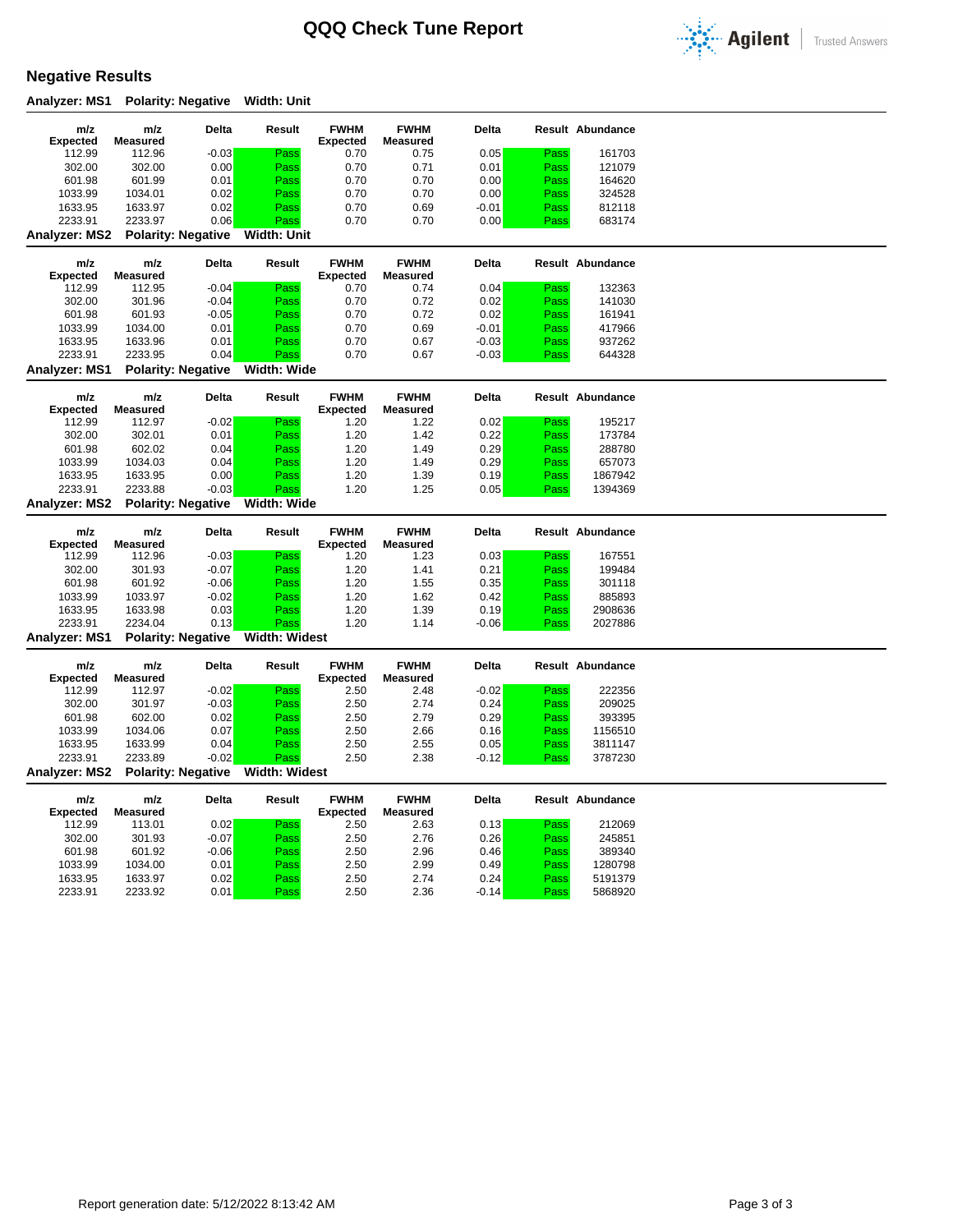# QQQ Check Tune Report

## Negative Results

**Analyzer: MS1 Polarity: Negative Width: Unit**

| m/z Expected | m/z Measured | Delta | Result | FWHM Expected | FWHM Measured | Delta | Result | Abundance |
|---|---|---|---|---|---|---|---|---|
| 112.99 | 112.96 | -0.03 | Pass | 0.70 | 0.75 | 0.05 | Pass | 161703 |
| 302.00 | 302.00 | 0.00 | Pass | 0.70 | 0.71 | 0.01 | Pass | 121079 |
| 601.98 | 601.99 | 0.01 | Pass | 0.70 | 0.70 | 0.00 | Pass | 164620 |
| 1033.99 | 1034.01 | 0.02 | Pass | 0.70 | 0.70 | 0.00 | Pass | 324528 |
| 1633.95 | 1633.97 | 0.02 | Pass | 0.70 | 0.69 | -0.01 | Pass | 812118 |
| 2233.91 | 2233.97 | 0.06 | Pass | 0.70 | 0.70 | 0.00 | Pass | 683174 |

**Analyzer: MS2 Polarity: Negative Width: Unit**

| m/z Expected | m/z Measured | Delta | Result | FWHM Expected | FWHM Measured | Delta | Result | Abundance |
|---|---|---|---|---|---|---|---|---|
| 112.99 | 112.95 | -0.04 | Pass | 0.70 | 0.74 | 0.04 | Pass | 132363 |
| 302.00 | 301.96 | -0.04 | Pass | 0.70 | 0.72 | 0.02 | Pass | 141030 |
| 601.98 | 601.93 | -0.05 | Pass | 0.70 | 0.72 | 0.02 | Pass | 161941 |
| 1033.99 | 1034.00 | 0.01 | Pass | 0.70 | 0.69 | -0.01 | Pass | 417966 |
| 1633.95 | 1633.96 | 0.01 | Pass | 0.70 | 0.67 | -0.03 | Pass | 937262 |
| 2233.91 | 2233.95 | 0.04 | Pass | 0.70 | 0.67 | -0.03 | Pass | 644328 |

**Analyzer: MS1 Polarity: Negative Width: Wide**

| m/z Expected | m/z Measured | Delta | Result | FWHM Expected | FWHM Measured | Delta | Result | Abundance |
|---|---|---|---|---|---|---|---|---|
| 112.99 | 112.97 | -0.02 | Pass | 1.20 | 1.22 | 0.02 | Pass | 195217 |
| 302.00 | 302.01 | 0.01 | Pass | 1.20 | 1.42 | 0.22 | Pass | 173784 |
| 601.98 | 602.02 | 0.04 | Pass | 1.20 | 1.49 | 0.29 | Pass | 288780 |
| 1033.99 | 1034.03 | 0.04 | Pass | 1.20 | 1.49 | 0.29 | Pass | 657073 |
| 1633.95 | 1633.95 | 0.00 | Pass | 1.20 | 1.39 | 0.19 | Pass | 1867942 |
| 2233.91 | 2233.88 | -0.03 | Pass | 1.20 | 1.25 | 0.05 | Pass | 1394369 |

**Analyzer: MS2 Polarity: Negative Width: Wide**

| m/z Expected | m/z Measured | Delta | Result | FWHM Expected | FWHM Measured | Delta | Result | Abundance |
|---|---|---|---|---|---|---|---|---|
| 112.99 | 112.96 | -0.03 | Pass | 1.20 | 1.23 | 0.03 | Pass | 167551 |
| 302.00 | 301.93 | -0.07 | Pass | 1.20 | 1.41 | 0.21 | Pass | 199484 |
| 601.98 | 601.92 | -0.06 | Pass | 1.20 | 1.55 | 0.35 | Pass | 301118 |
| 1033.99 | 1033.97 | -0.02 | Pass | 1.20 | 1.62 | 0.42 | Pass | 885893 |
| 1633.95 | 1633.98 | 0.03 | Pass | 1.20 | 1.39 | 0.19 | Pass | 2908636 |
| 2233.91 | 2234.04 | 0.13 | Pass | 1.20 | 1.14 | -0.06 | Pass | 2027886 |

**Analyzer: MS1 Polarity: Negative Width: Widest**

| m/z Expected | m/z Measured | Delta | Result | FWHM Expected | FWHM Measured | Delta | Result | Abundance |
|---|---|---|---|---|---|---|---|---|
| 112.99 | 112.97 | -0.02 | Pass | 2.50 | 2.48 | -0.02 | Pass | 222356 |
| 302.00 | 301.97 | -0.03 | Pass | 2.50 | 2.74 | 0.24 | Pass | 209025 |
| 601.98 | 602.00 | 0.02 | Pass | 2.50 | 2.79 | 0.29 | Pass | 393395 |
| 1033.99 | 1034.06 | 0.07 | Pass | 2.50 | 2.66 | 0.16 | Pass | 1156510 |
| 1633.95 | 1633.99 | 0.04 | Pass | 2.50 | 2.55 | 0.05 | Pass | 3811147 |
| 2233.91 | 2233.89 | -0.02 | Pass | 2.50 | 2.38 | -0.12 | Pass | 3787230 |

**Analyzer: MS2 Polarity: Negative Width: Widest**

| m/z Expected | m/z Measured | Delta | Result | FWHM Expected | FWHM Measured | Delta | Result | Abundance |
|---|---|---|---|---|---|---|---|---|
| 112.99 | 113.01 | 0.02 | Pass | 2.50 | 2.63 | 0.13 | Pass | 212069 |
| 302.00 | 301.93 | -0.07 | Pass | 2.50 | 2.76 | 0.26 | Pass | 245851 |
| 601.98 | 601.92 | -0.06 | Pass | 2.50 | 2.96 | 0.46 | Pass | 389340 |
| 1033.99 | 1034.00 | 0.01 | Pass | 2.50 | 2.99 | 0.49 | Pass | 1280798 |
| 1633.95 | 1633.97 | 0.02 | Pass | 2.50 | 2.74 | 0.24 | Pass | 5191379 |
| 2233.91 | 2233.92 | 0.01 | Pass | 2.50 | 2.36 | -0.14 | Pass | 5868920 |

Report generation date: 5/12/2022 8:13:42 AM